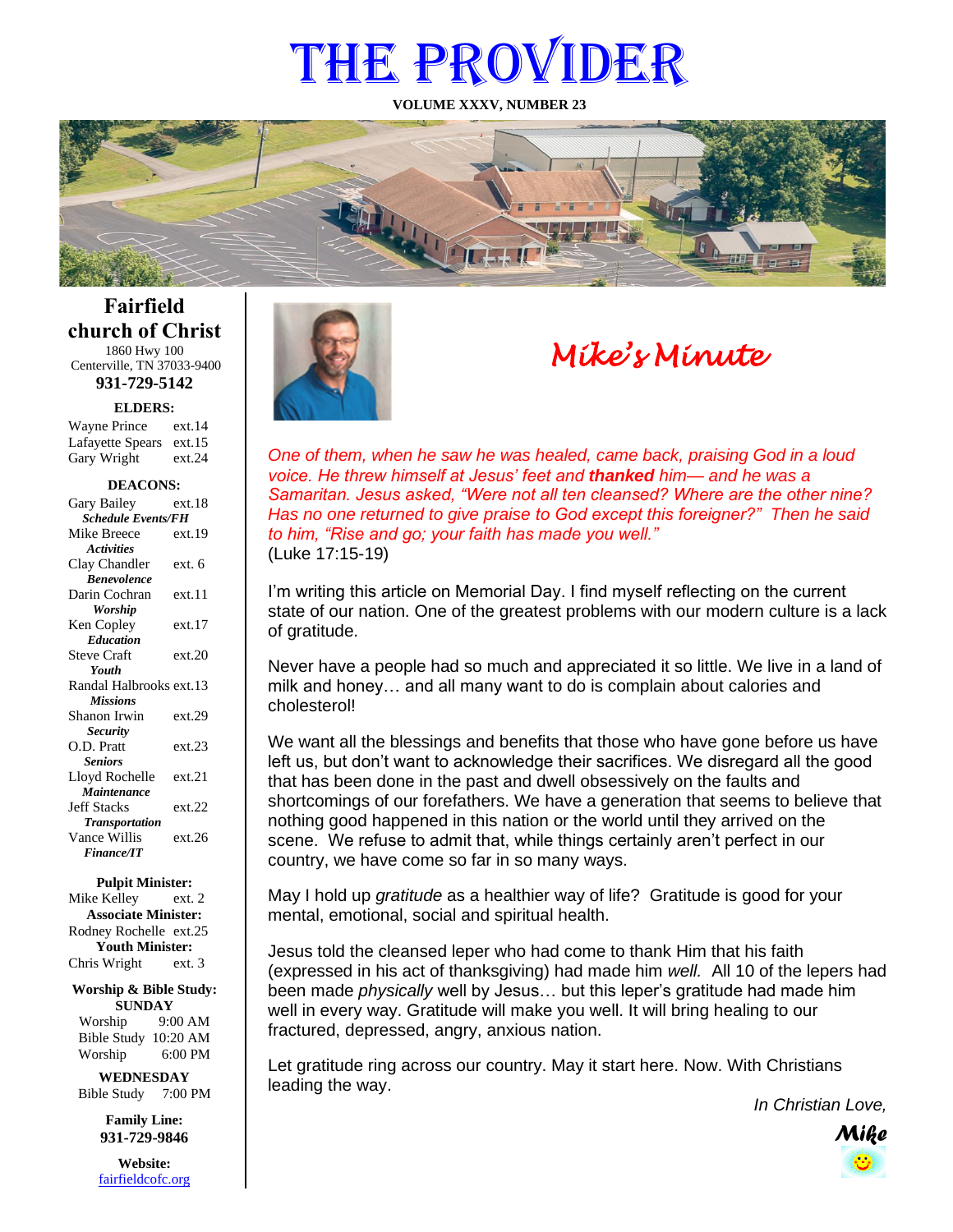# THE PROVIDER

**VOLUME XXXV, NUMBER 23**

## Fairfield church of Christ

1860 Hwy 100
Centerville, TN 37033-9400
**931-729-5142**

**ELDERS:**

Wayne Prince ext.14
Lafayette Spears ext.15
Gary Wright ext.24

**DEACONS:**

Gary Bailey ext.18
***Schedule Events/FH***
Mike Breece ext.19
***Activities***
Clay Chandler ext. 6
***Benevolence***
Darin Cochran ext.11
***Worship***
Ken Copley ext.17
***Education***
Steve Craft ext.20
***Youth***
Randal Halbrooks ext.13
***Missions***
Shanon Irwin ext.29
***Security***
O.D. Pratt ext.23
***Seniors***
Lloyd Rochelle ext.21
***Maintenance***
Jeff Stacks ext.22
***Transportation***
Vance Willis ext.26
***Finance/IT***

**Pulpit Minister:**
Mike Kelley ext. 2
**Associate Minister:**
Rodney Rochelle ext.25
**Youth Minister:**
Chris Wright ext. 3

**Worship & Bible Study:**
**SUNDAY**
Worship 9:00 AM
Bible Study 10:20 AM
Worship 6:00 PM

**WEDNESDAY**
Bible Study 7:00 PM

**Family Line:**
**931-729-9846**

**Website:**
fairfieldcofc.org

## *Mike's Minute*

*One of them, when he saw he was healed, came back, praising God in a loud voice. He threw himself at Jesus' feet and **thanked** him— and he was a Samaritan. Jesus asked, "Were not all ten cleansed? Where are the other nine? Has no one returned to give praise to God except this foreigner?" Then he said to him, "Rise and go; your faith has made you well."*
(Luke 17:15-19)

I'm writing this article on Memorial Day. I find myself reflecting on the current state of our nation. One of the greatest problems with our modern culture is a lack of gratitude.

Never have a people had so much and appreciated it so little. We live in a land of milk and honey… and all many want to do is complain about calories and cholesterol!

We want all the blessings and benefits that those who have gone before us have left us, but don't want to acknowledge their sacrifices. We disregard all the good that has been done in the past and dwell obsessively on the faults and shortcomings of our forefathers. We have a generation that seems to believe that nothing good happened in this nation or the world until they arrived on the scene. We refuse to admit that, while things certainly aren't perfect in our country, we have come so far in so many ways.

May I hold up *gratitude* as a healthier way of life? Gratitude is good for your mental, emotional, social and spiritual health.

Jesus told the cleansed leper who had come to thank Him that his faith (expressed in his act of thanksgiving) had made him *well.* All 10 of the lepers had been made *physically* well by Jesus… but this leper's gratitude had made him well in every way. Gratitude will make you well. It will bring healing to our fractured, depressed, angry, anxious nation.

Let gratitude ring across our country. May it start here. Now. With Christians leading the way.

*In Christian Love,*

***Mike***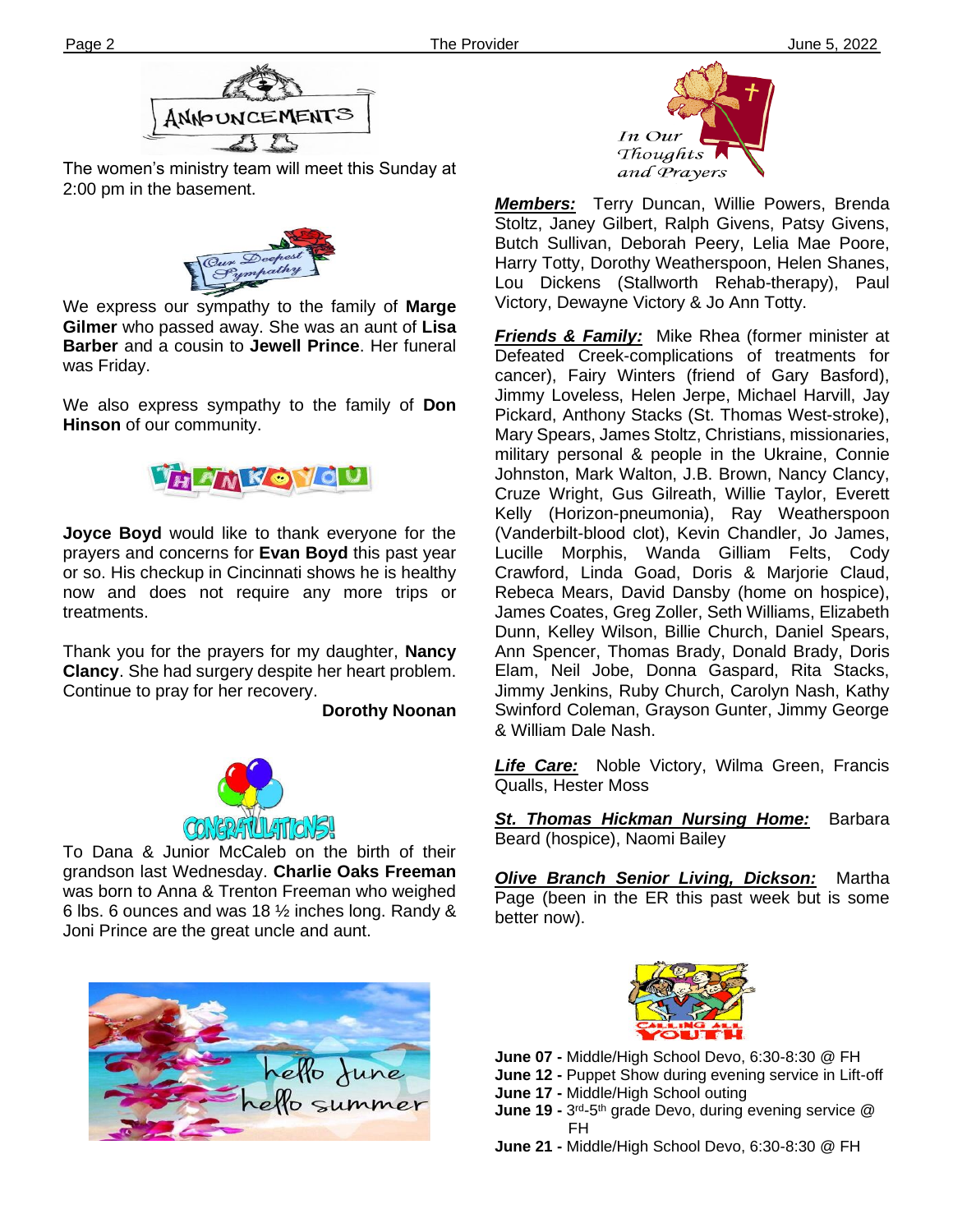## ANNOUNCEMENTS

The women's ministry team will meet this Sunday at 2:00 pm in the basement.

### Our Deepest Sympathy

We express our sympathy to the family of **Marge Gilmer** who passed away. She was an aunt of **Lisa Barber** and a cousin to **Jewell Prince**. Her funeral was Friday.

We also express sympathy to the family of **Don Hinson** of our community.

### THANK YOU

**Joyce Boyd** would like to thank everyone for the prayers and concerns for **Evan Boyd** this past year or so. His checkup in Cincinnati shows he is healthy now and does not require any more trips or treatments.

Thank you for the prayers for my daughter, **Nancy Clancy**. She had surgery despite her heart problem. Continue to pray for her recovery.

**Dorothy Noonan**

### CONGRATULATIONS!

To Dana & Junior McCaleb on the birth of their grandson last Wednesday. **Charlie Oaks Freeman** was born to Anna & Trenton Freeman who weighed 6 lbs. 6 ounces and was 18 ½ inches long. Randy & Joni Prince are the great uncle and aunt.

hello June
hello summer

### In Our Thoughts and Prayers

***Members:*** Terry Duncan, Willie Powers, Brenda Stoltz, Janey Gilbert, Ralph Givens, Patsy Givens, Butch Sullivan, Deborah Peery, Lelia Mae Poore, Harry Totty, Dorothy Weatherspoon, Helen Shanes, Lou Dickens (Stallworth Rehab-therapy), Paul Victory, Dewayne Victory & Jo Ann Totty.

***Friends & Family:*** Mike Rhea (former minister at Defeated Creek-complications of treatments for cancer), Fairy Winters (friend of Gary Basford), Jimmy Loveless, Helen Jerpe, Michael Harvill, Jay Pickard, Anthony Stacks (St. Thomas West-stroke), Mary Spears, James Stoltz, Christians, missionaries, military personal & people in the Ukraine, Connie Johnston, Mark Walton, J.B. Brown, Nancy Clancy, Cruze Wright, Gus Gilreath, Willie Taylor, Everett Kelly (Horizon-pneumonia), Ray Weatherspoon (Vanderbilt-blood clot), Kevin Chandler, Jo James, Lucille Morphis, Wanda Gilliam Felts, Cody Crawford, Linda Goad, Doris & Marjorie Claud, Rebeca Mears, David Dansby (home on hospice), James Coates, Greg Zoller, Seth Williams, Elizabeth Dunn, Kelley Wilson, Billie Church, Daniel Spears, Ann Spencer, Thomas Brady, Donald Brady, Doris Elam, Neil Jobe, Donna Gaspard, Rita Stacks, Jimmy Jenkins, Ruby Church, Carolyn Nash, Kathy Swinford Coleman, Grayson Gunter, Jimmy George & William Dale Nash.

***Life Care:*** Noble Victory, Wilma Green, Francis Qualls, Hester Moss

***St. Thomas Hickman Nursing Home:*** Barbara Beard (hospice), Naomi Bailey

***Olive Branch Senior Living, Dickson:*** Martha Page (been in the ER this past week but is some better now).

### CALLING ALL YOUTH

**June 07 -** Middle/High School Devo, 6:30-8:30 @ FH
**June 12 -** Puppet Show during evening service in Lift-off
**June 17 -** Middle/High School outing
**June 19 -** 3rd-5th grade Devo, during evening service @ FH
**June 21 -** Middle/High School Devo, 6:30-8:30 @ FH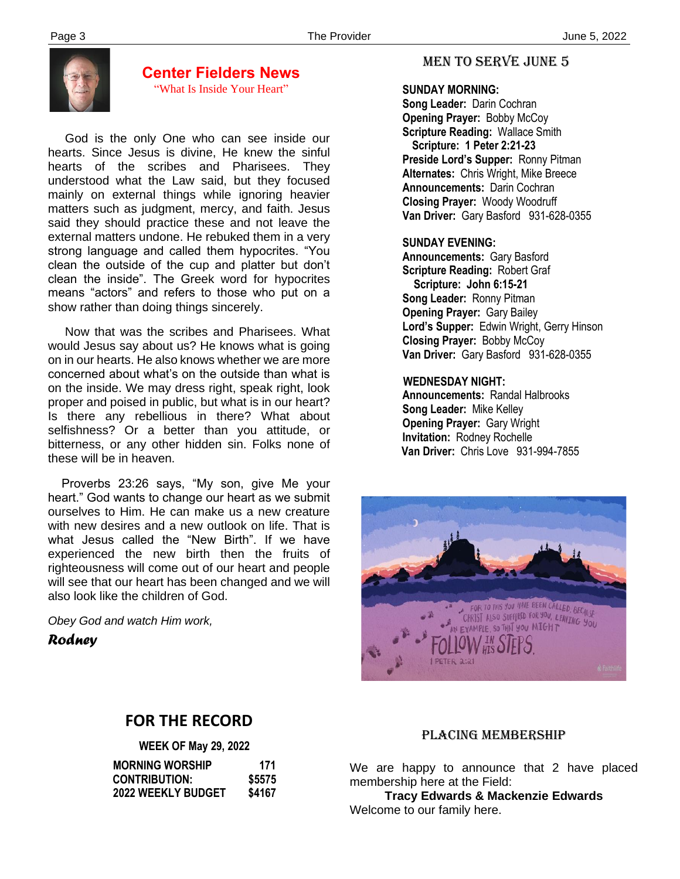## Center Fielders News

"What Is Inside Your Heart"

God is the only One who can see inside our hearts. Since Jesus is divine, He knew the sinful hearts of the scribes and Pharisees. They understood what the Law said, but they focused mainly on external things while ignoring heavier matters such as judgment, mercy, and faith. Jesus said they should practice these and not leave the external matters undone. He rebuked them in a very strong language and called them hypocrites. "You clean the outside of the cup and platter but don't clean the inside". The Greek word for hypocrites means "actors" and refers to those who put on a show rather than doing things sincerely.

Now that was the scribes and Pharisees. What would Jesus say about us? He knows what is going on in our hearts. He also knows whether we are more concerned about what's on the outside than what is on the inside. We may dress right, speak right, look proper and poised in public, but what is in our heart? Is there any rebellious in there? What about selfishness? Or a better than you attitude, or bitterness, or any other hidden sin. Folks none of these will be in heaven.

Proverbs 23:26 says, "My son, give Me your heart." God wants to change our heart as we submit ourselves to Him. He can make us a new creature with new desires and a new outlook on life. That is what Jesus called the "New Birth". If we have experienced the new birth then the fruits of righteousness will come out of our heart and people will see that our heart has been changed and we will also look like the children of God.

*Obey God and watch Him work,*

***Rodney***

## Men to Serve June 5

**SUNDAY MORNING:**
**Song Leader:** Darin Cochran
**Opening Prayer:** Bobby McCoy
**Scripture Reading:** Wallace Smith
**Scripture: 1 Peter 2:21-23**
**Preside Lord's Supper:** Ronny Pitman
**Alternates:** Chris Wright, Mike Breece
**Announcements:** Darin Cochran
**Closing Prayer:** Woody Woodruff
**Van Driver:** Gary Basford 931-628-0355

**SUNDAY EVENING:**
**Announcements:** Gary Basford
**Scripture Reading:** Robert Graf
**Scripture: John 6:15-21**
**Song Leader:** Ronny Pitman
**Opening Prayer:** Gary Bailey
**Lord's Supper:** Edwin Wright, Gerry Hinson
**Closing Prayer:** Bobby McCoy
**Van Driver:** Gary Basford 931-628-0355

**WEDNESDAY NIGHT:**
**Announcements:** Randal Halbrooks
**Song Leader:** Mike Kelley
**Opening Prayer:** Gary Wright
**Invitation:** Rodney Rochelle
**Van Driver:** Chris Love 931-994-7855

## FOR THE RECORD

**WEEK OF May 29, 2022**

| | |
|---|---|
| **MORNING WORSHIP** | **171** |
| **CONTRIBUTION:** | **$5575** |
| **2022 WEEKLY BUDGET** | **$4167** |

## Placing Membership

We are happy to announce that 2 have placed membership here at the Field:

**Tracy Edwards & Mackenzie Edwards**

Welcome to our family here.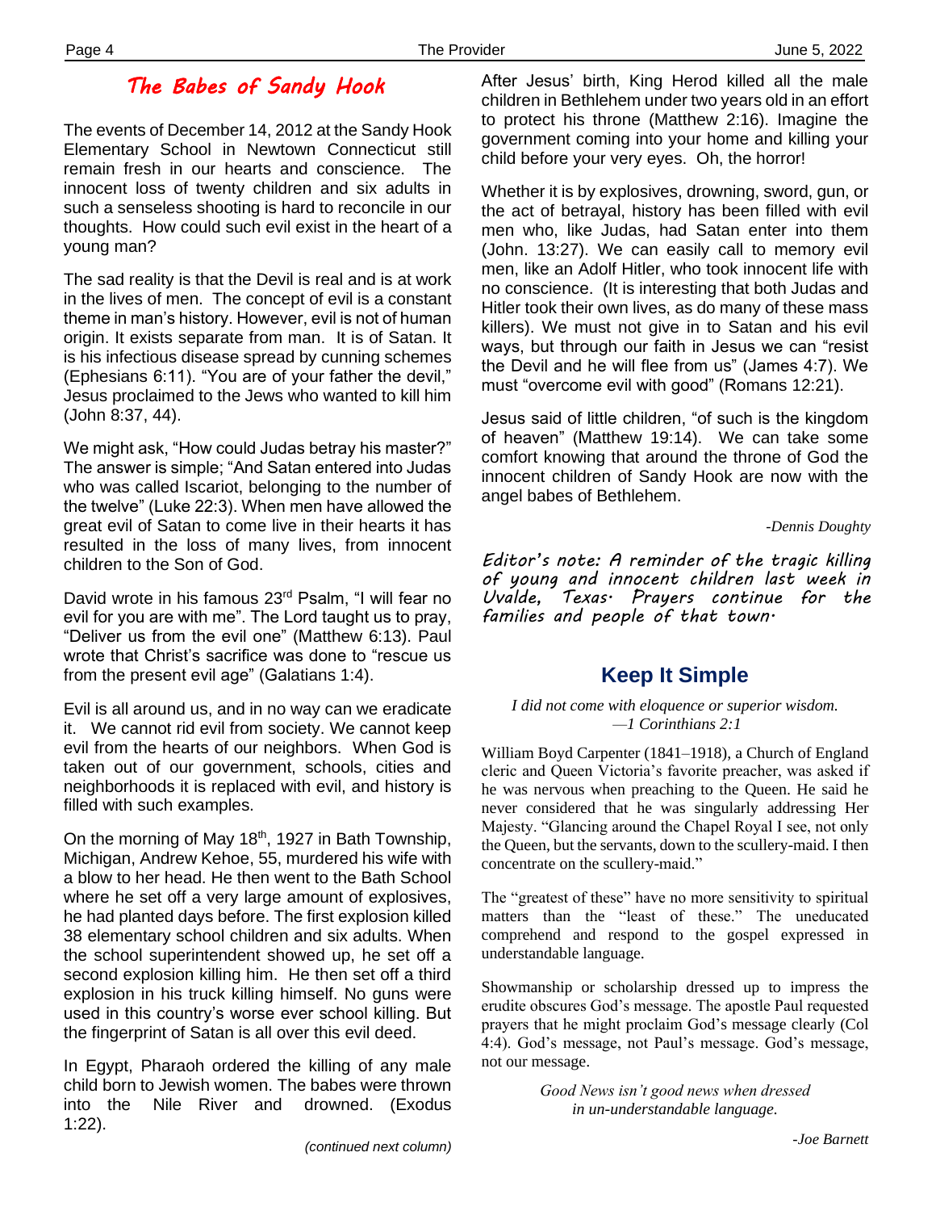## The Babes of Sandy Hook

The events of December 14, 2012 at the Sandy Hook Elementary School in Newtown Connecticut still remain fresh in our hearts and conscience. The innocent loss of twenty children and six adults in such a senseless shooting is hard to reconcile in our thoughts. How could such evil exist in the heart of a young man?

The sad reality is that the Devil is real and is at work in the lives of men. The concept of evil is a constant theme in man's history. However, evil is not of human origin. It exists separate from man. It is of Satan. It is his infectious disease spread by cunning schemes (Ephesians 6:11). "You are of your father the devil," Jesus proclaimed to the Jews who wanted to kill him (John 8:37, 44).

We might ask, "How could Judas betray his master?" The answer is simple; "And Satan entered into Judas who was called Iscariot, belonging to the number of the twelve" (Luke 22:3). When men have allowed the great evil of Satan to come live in their hearts it has resulted in the loss of many lives, from innocent children to the Son of God.

David wrote in his famous 23rd Psalm, "I will fear no evil for you are with me". The Lord taught us to pray, "Deliver us from the evil one" (Matthew 6:13). Paul wrote that Christ's sacrifice was done to "rescue us from the present evil age" (Galatians 1:4).

Evil is all around us, and in no way can we eradicate it. We cannot rid evil from society. We cannot keep evil from the hearts of our neighbors. When God is taken out of our government, schools, cities and neighborhoods it is replaced with evil, and history is filled with such examples.

On the morning of May 18th, 1927 in Bath Township, Michigan, Andrew Kehoe, 55, murdered his wife with a blow to her head. He then went to the Bath School where he set off a very large amount of explosives, he had planted days before. The first explosion killed 38 elementary school children and six adults. When the school superintendent showed up, he set off a second explosion killing him. He then set off a third explosion in his truck killing himself. No guns were used in this country's worse ever school killing. But the fingerprint of Satan is all over this evil deed.

In Egypt, Pharaoh ordered the killing of any male child born to Jewish women. The babes were thrown into the Nile River and drowned. (Exodus 1:22).

*(continued next column)*

After Jesus' birth, King Herod killed all the male children in Bethlehem under two years old in an effort to protect his throne (Matthew 2:16). Imagine the government coming into your home and killing your child before your very eyes. Oh, the horror!

Whether it is by explosives, drowning, sword, gun, or the act of betrayal, history has been filled with evil men who, like Judas, had Satan enter into them (John. 13:27). We can easily call to memory evil men, like an Adolf Hitler, who took innocent life with no conscience. (It is interesting that both Judas and Hitler took their own lives, as do many of these mass killers). We must not give in to Satan and his evil ways, but through our faith in Jesus we can "resist the Devil and he will flee from us" (James 4:7). We must "overcome evil with good" (Romans 12:21).

Jesus said of little children, "of such is the kingdom of heaven" (Matthew 19:14). We can take some comfort knowing that around the throne of God the innocent children of Sandy Hook are now with the angel babes of Bethlehem.

*-Dennis Doughty*

*Editor's note: A reminder of the tragic killing of young and innocent children last week in Uvalde, Texas. Prayers continue for the families and people of that town.*

## Keep It Simple

*I did not come with eloquence or superior wisdom.*
*—1 Corinthians 2:1*

William Boyd Carpenter (1841–1918), a Church of England cleric and Queen Victoria's favorite preacher, was asked if he was nervous when preaching to the Queen. He said he never considered that he was singularly addressing Her Majesty. "Glancing around the Chapel Royal I see, not only the Queen, but the servants, down to the scullery-maid. I then concentrate on the scullery-maid."

The "greatest of these" have no more sensitivity to spiritual matters than the "least of these." The uneducated comprehend and respond to the gospel expressed in understandable language.

Showmanship or scholarship dressed up to impress the erudite obscures God's message. The apostle Paul requested prayers that he might proclaim God's message clearly (Col 4:4). God's message, not Paul's message. God's message, not our message.

*Good News isn't good news when dressed in un-understandable language.*

*-Joe Barnett*